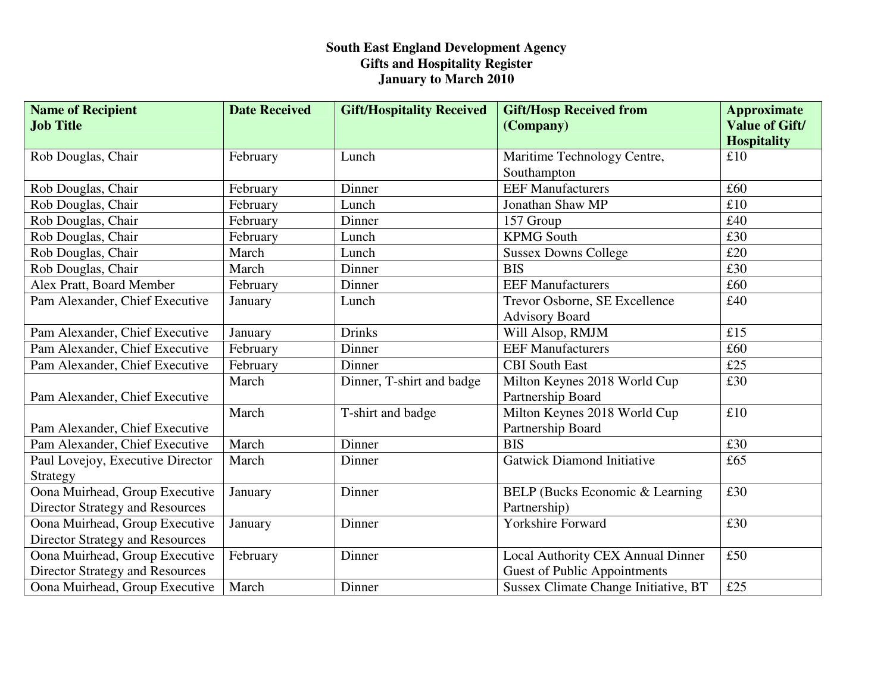# South East England Development Agency
## Gifts and Hospitality Register
## January to March 2010

| Name of Recipient Job Title | Date Received | Gift/Hospitality Received | Gift/Hosp Received from (Company) | Approximate Value of Gift/ Hospitality |
|---|---|---|---|---|
| Rob Douglas, Chair | February | Lunch | Maritime Technology Centre, Southampton | £10 |
| Rob Douglas, Chair | February | Dinner | EEF Manufacturers | £60 |
| Rob Douglas, Chair | February | Lunch | Jonathan Shaw MP | £10 |
| Rob Douglas, Chair | February | Dinner | 157 Group | £40 |
| Rob Douglas, Chair | February | Lunch | KPMG South | £30 |
| Rob Douglas, Chair | March | Lunch | Sussex Downs College | £20 |
| Rob Douglas, Chair | March | Dinner | BIS | £30 |
| Alex Pratt, Board Member | February | Dinner | EEF Manufacturers | £60 |
| Pam Alexander, Chief Executive | January | Lunch | Trevor Osborne, SE Excellence Advisory Board | £40 |
| Pam Alexander, Chief Executive | January | Drinks | Will Alsop, RMJM | £15 |
| Pam Alexander, Chief Executive | February | Dinner | EEF Manufacturers | £60 |
| Pam Alexander, Chief Executive | February | Dinner | CBI South East | £25 |
| Pam Alexander, Chief Executive | March | Dinner, T-shirt and badge | Milton Keynes 2018 World Cup Partnership Board | £30 |
| Pam Alexander, Chief Executive | March | T-shirt and badge | Milton Keynes 2018 World Cup Partnership Board | £10 |
| Pam Alexander, Chief Executive | March | Dinner | BIS | £30 |
| Paul Lovejoy, Executive Director Strategy | March | Dinner | Gatwick Diamond Initiative | £65 |
| Oona Muirhead, Group Executive Director Strategy and Resources | January | Dinner | BELP (Bucks Economic & Learning Partnership) | £30 |
| Oona Muirhead, Group Executive Director Strategy and Resources | January | Dinner | Yorkshire Forward | £30 |
| Oona Muirhead, Group Executive Director Strategy and Resources | February | Dinner | Local Authority CEX Annual Dinner Guest of Public Appointments | £50 |
| Oona Muirhead, Group Executive | March | Dinner | Sussex Climate Change Initiative, BT | £25 |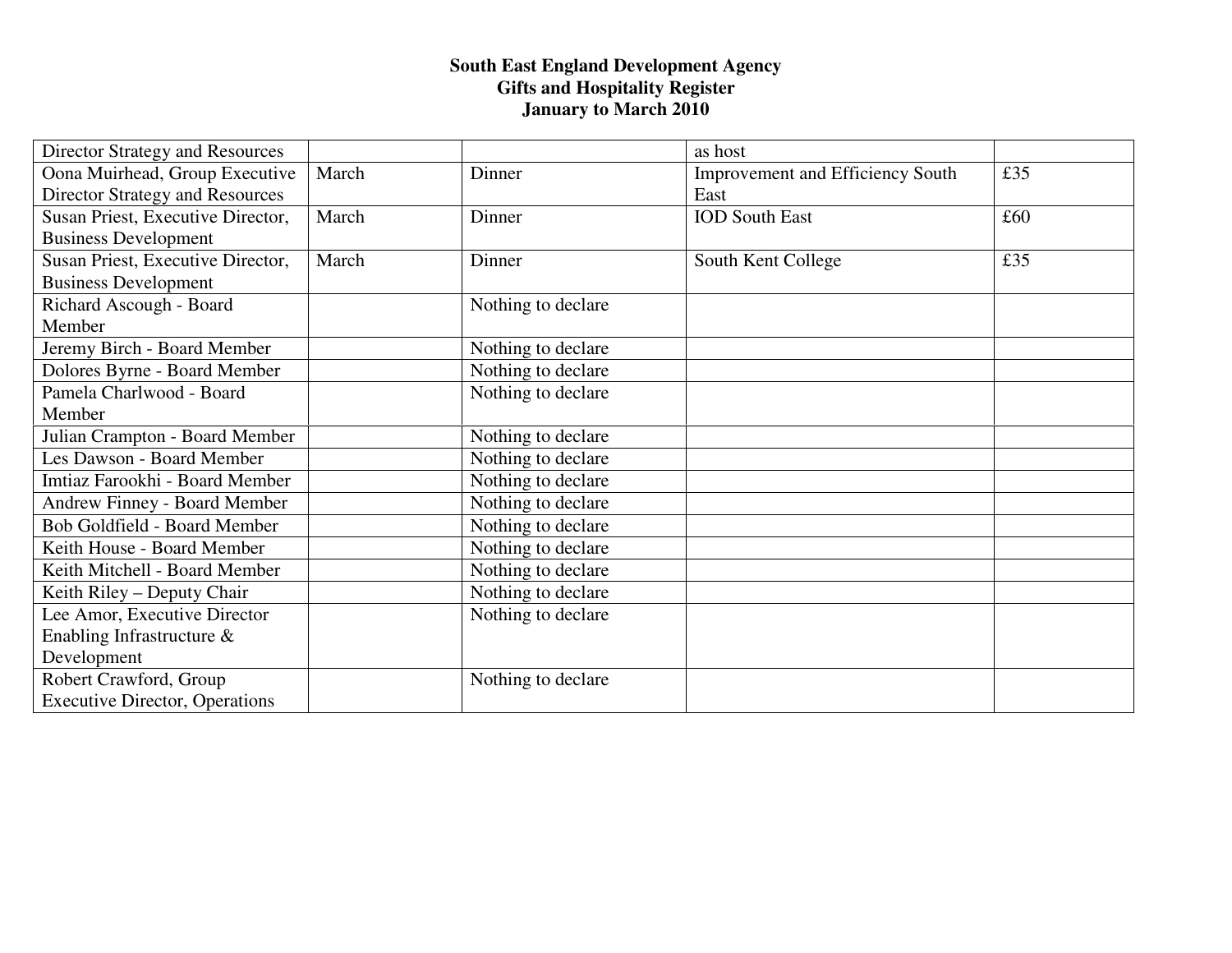**South East England Development Agency**
**Gifts and Hospitality Register**
**January to March 2010**

| | | | | |
|---|---|---|---|---|
| Director Strategy and Resources | | | as host | |
| Oona Muirhead, Group Executive Director Strategy and Resources | March | Dinner | Improvement and Efficiency South East | £35 |
| Susan Priest, Executive Director, Business Development | March | Dinner | IOD South East | £60 |
| Susan Priest, Executive Director, Business Development | March | Dinner | South Kent College | £35 |
| Richard Ascough - Board Member | | Nothing to declare | | |
| Jeremy Birch - Board Member | | Nothing to declare | | |
| Dolores Byrne - Board Member | | Nothing to declare | | |
| Pamela Charlwood - Board Member | | Nothing to declare | | |
| Julian Crampton - Board Member | | Nothing to declare | | |
| Les Dawson - Board Member | | Nothing to declare | | |
| Imtiaz Farookhi - Board Member | | Nothing to declare | | |
| Andrew Finney - Board Member | | Nothing to declare | | |
| Bob Goldfield - Board Member | | Nothing to declare | | |
| Keith House - Board Member | | Nothing to declare | | |
| Keith Mitchell - Board Member | | Nothing to declare | | |
| Keith Riley – Deputy Chair | | Nothing to declare | | |
| Lee Amor, Executive Director Enabling Infrastructure & Development | | Nothing to declare | | |
| Robert Crawford, Group Executive Director, Operations | | Nothing to declare | | |